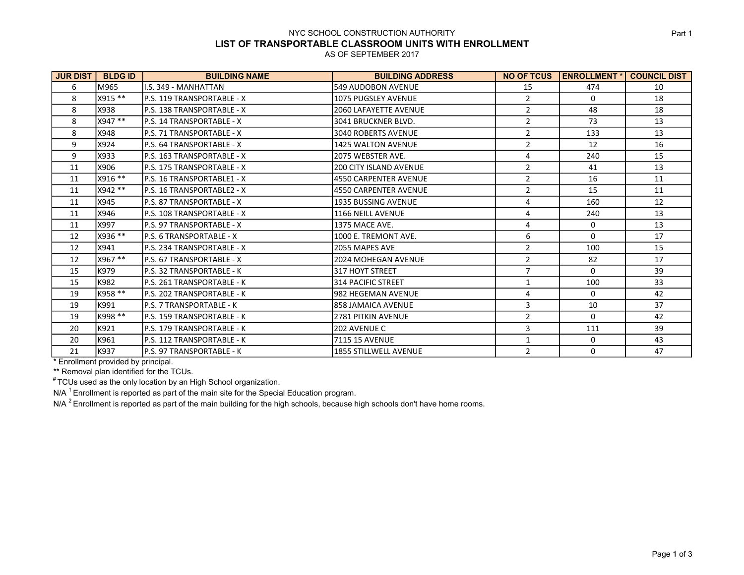NYC SCHOOL CONSTRUCTION AUTHORITY

Part 1

# LIST OF TRANSPORTABLE CLASSROOM UNITS WITH ENROLLMENT

AS OF SEPTEMBER 2017

| JUR DIST | BLDG ID | BUILDING NAME | BUILDING ADDRESS | NO OF TCUS | ENROLLMENT * | COUNCIL DIST |
|---|---|---|---|---|---|---|
| 6 | M965 | I.S. 349 - MANHATTAN | 549 AUDOBON AVENUE | 15 | 474 | 10 |
| 8 | X915 ** | P.S. 119 TRANSPORTABLE - X | 1075 PUGSLEY AVENUE | 2 | 0 | 18 |
| 8 | X938 | P.S. 138 TRANSPORTABLE - X | 2060 LAFAYETTE AVENUE | 2 | 48 | 18 |
| 8 | X947 ** | P.S. 14 TRANSPORTABLE - X | 3041 BRUCKNER BLVD. | 2 | 73 | 13 |
| 8 | X948 | P.S. 71 TRANSPORTABLE - X | 3040 ROBERTS AVENUE | 2 | 133 | 13 |
| 9 | X924 | P.S. 64 TRANSPORTABLE - X | 1425 WALTON AVENUE | 2 | 12 | 16 |
| 9 | X933 | P.S. 163 TRANSPORTABLE - X | 2075 WEBSTER AVE. | 4 | 240 | 15 |
| 11 | X906 | P.S. 175 TRANSPORTABLE - X | 200 CITY ISLAND AVENUE | 2 | 41 | 13 |
| 11 | X916 ** | P.S. 16 TRANSPORTABLE1 - X | 4550 CARPENTER AVENUE | 2 | 16 | 11 |
| 11 | X942 ** | P.S. 16 TRANSPORTABLE2 - X | 4550 CARPENTER AVENUE | 2 | 15 | 11 |
| 11 | X945 | P.S. 87 TRANSPORTABLE - X | 1935 BUSSING AVENUE | 4 | 160 | 12 |
| 11 | X946 | P.S. 108 TRANSPORTABLE - X | 1166 NEILL AVENUE | 4 | 240 | 13 |
| 11 | X997 | P.S. 97 TRANSPORTABLE - X | 1375 MACE AVE. | 4 | 0 | 13 |
| 12 | X936 ** | P.S. 6 TRANSPORTABLE - X | 1000 E. TREMONT AVE. | 6 | 0 | 17 |
| 12 | X941 | P.S. 234 TRANSPORTABLE - X | 2055 MAPES AVE | 2 | 100 | 15 |
| 12 | X967 ** | P.S. 67 TRANSPORTABLE - X | 2024 MOHEGAN AVENUE | 2 | 82 | 17 |
| 15 | K979 | P.S. 32 TRANSPORTABLE - K | 317 HOYT STREET | 7 | 0 | 39 |
| 15 | K982 | P.S. 261 TRANSPORTABLE - K | 314 PACIFIC STREET | 1 | 100 | 33 |
| 19 | K958 ** | P.S. 202 TRANSPORTABLE - K | 982 HEGEMAN AVENUE | 4 | 0 | 42 |
| 19 | K991 | P.S. 7 TRANSPORTABLE - K | 858 JAMAICA AVENUE | 3 | 10 | 37 |
| 19 | K998 ** | P.S. 159 TRANSPORTABLE - K | 2781 PITKIN AVENUE | 2 | 0 | 42 |
| 20 | K921 | P.S. 179 TRANSPORTABLE - K | 202 AVENUE C | 3 | 111 | 39 |
| 20 | K961 | P.S. 112 TRANSPORTABLE - K | 7115 15 AVENUE | 1 | 0 | 43 |
| 21 | K937 | P.S. 97 TRANSPORTABLE - K | 1855 STILLWELL AVENUE | 2 | 0 | 47 |

* Enrollment provided by principal.

** Removal plan identified for the TCUs.

# TCUs used as the only location by an High School organization.

N/A [1] Enrollment is reported as part of the main site for the Special Education program.

N/A [2] Enrollment is reported as part of the main building for the high schools, because high schools don't have home rooms.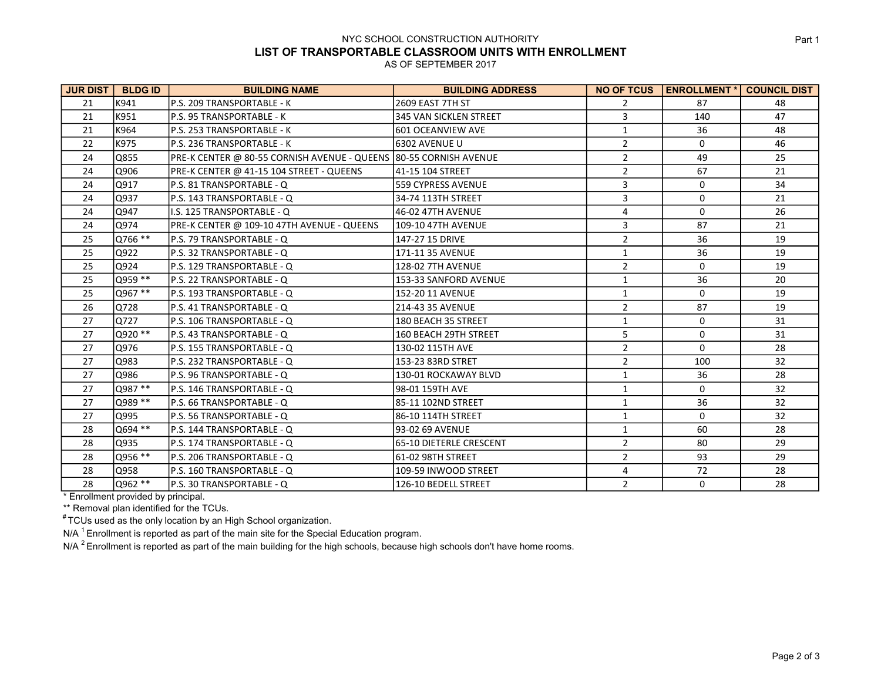NYC SCHOOL CONSTRUCTION AUTHORITY

**LIST OF TRANSPORTABLE CLASSROOM UNITS WITH ENROLLMENT**

AS OF SEPTEMBER 2017

Part 1

| JUR DIST | BLDG ID | BUILDING NAME | BUILDING ADDRESS | NO OF TCUS | ENROLLMENT * | COUNCIL DIST |
|---|---|---|---|---|---|---|
| 21 | K941 | P.S. 209 TRANSPORTABLE - K | 2609 EAST 7TH ST | 2 | 87 | 48 |
| 21 | K951 | P.S. 95 TRANSPORTABLE - K | 345 VAN SICKLEN STREET | 3 | 140 | 47 |
| 21 | K964 | P.S. 253 TRANSPORTABLE - K | 601 OCEANVIEW AVE | 1 | 36 | 48 |
| 22 | K975 | P.S. 236 TRANSPORTABLE - K | 6302 AVENUE U | 2 | 0 | 46 |
| 24 | Q855 | PRE-K CENTER @ 80-55 CORNISH AVENUE - QUEENS | 80-55 CORNISH AVENUE | 2 | 49 | 25 |
| 24 | Q906 | PRE-K CENTER @ 41-15 104 STREET - QUEENS | 41-15 104 STREET | 2 | 67 | 21 |
| 24 | Q917 | P.S. 81 TRANSPORTABLE - Q | 559 CYPRESS AVENUE | 3 | 0 | 34 |
| 24 | Q937 | P.S. 143 TRANSPORTABLE - Q | 34-74 113TH STREET | 3 | 0 | 21 |
| 24 | Q947 | I.S. 125 TRANSPORTABLE - Q | 46-02 47TH AVENUE | 4 | 0 | 26 |
| 24 | Q974 | PRE-K CENTER @ 109-10 47TH AVENUE - QUEENS | 109-10 47TH AVENUE | 3 | 87 | 21 |
| 25 | Q766 ** | P.S. 79 TRANSPORTABLE - Q | 147-27 15 DRIVE | 2 | 36 | 19 |
| 25 | Q922 | P.S. 32 TRANSPORTABLE - Q | 171-11 35 AVENUE | 1 | 36 | 19 |
| 25 | Q924 | P.S. 129 TRANSPORTABLE - Q | 128-02 7TH AVENUE | 2 | 0 | 19 |
| 25 | Q959 ** | P.S. 22 TRANSPORTABLE - Q | 153-33 SANFORD AVENUE | 1 | 36 | 20 |
| 25 | Q967 ** | P.S. 193 TRANSPORTABLE - Q | 152-20 11 AVENUE | 1 | 0 | 19 |
| 26 | Q728 | P.S. 41 TRANSPORTABLE - Q | 214-43 35 AVENUE | 2 | 87 | 19 |
| 27 | Q727 | P.S. 106 TRANSPORTABLE - Q | 180 BEACH 35 STREET | 1 | 0 | 31 |
| 27 | Q920 ** | P.S. 43 TRANSPORTABLE - Q | 160 BEACH 29TH STREET | 5 | 0 | 31 |
| 27 | Q976 | P.S. 155 TRANSPORTABLE - Q | 130-02 115TH AVE | 2 | 0 | 28 |
| 27 | Q983 | P.S. 232 TRANSPORTABLE - Q | 153-23 83RD STRET | 2 | 100 | 32 |
| 27 | Q986 | P.S. 96 TRANSPORTABLE - Q | 130-01 ROCKAWAY BLVD | 1 | 36 | 28 |
| 27 | Q987 ** | P.S. 146 TRANSPORTABLE - Q | 98-01 159TH AVE | 1 | 0 | 32 |
| 27 | Q989 ** | P.S. 66 TRANSPORTABLE - Q | 85-11 102ND STREET | 1 | 36 | 32 |
| 27 | Q995 | P.S. 56 TRANSPORTABLE - Q | 86-10 114TH STREET | 1 | 0 | 32 |
| 28 | Q694 ** | P.S. 144 TRANSPORTABLE - Q | 93-02 69 AVENUE | 1 | 60 | 28 |
| 28 | Q935 | P.S. 174 TRANSPORTABLE - Q | 65-10 DIETERLE CRESCENT | 2 | 80 | 29 |
| 28 | Q956 ** | P.S. 206 TRANSPORTABLE - Q | 61-02 98TH STREET | 2 | 93 | 29 |
| 28 | Q958 | P.S. 160 TRANSPORTABLE - Q | 109-59 INWOOD STREET | 4 | 72 | 28 |
| 28 | Q962 ** | P.S. 30 TRANSPORTABLE - Q | 126-10 BEDELL STREET | 2 | 0 | 28 |

* Enrollment provided by principal.

** Removal plan identified for the TCUs.

# TCUs used as the only location by an High School organization.

N/A [1] Enrollment is reported as part of the main site for the Special Education program.

N/A [2] Enrollment is reported as part of the main building for the high schools, because high schools don't have home rooms.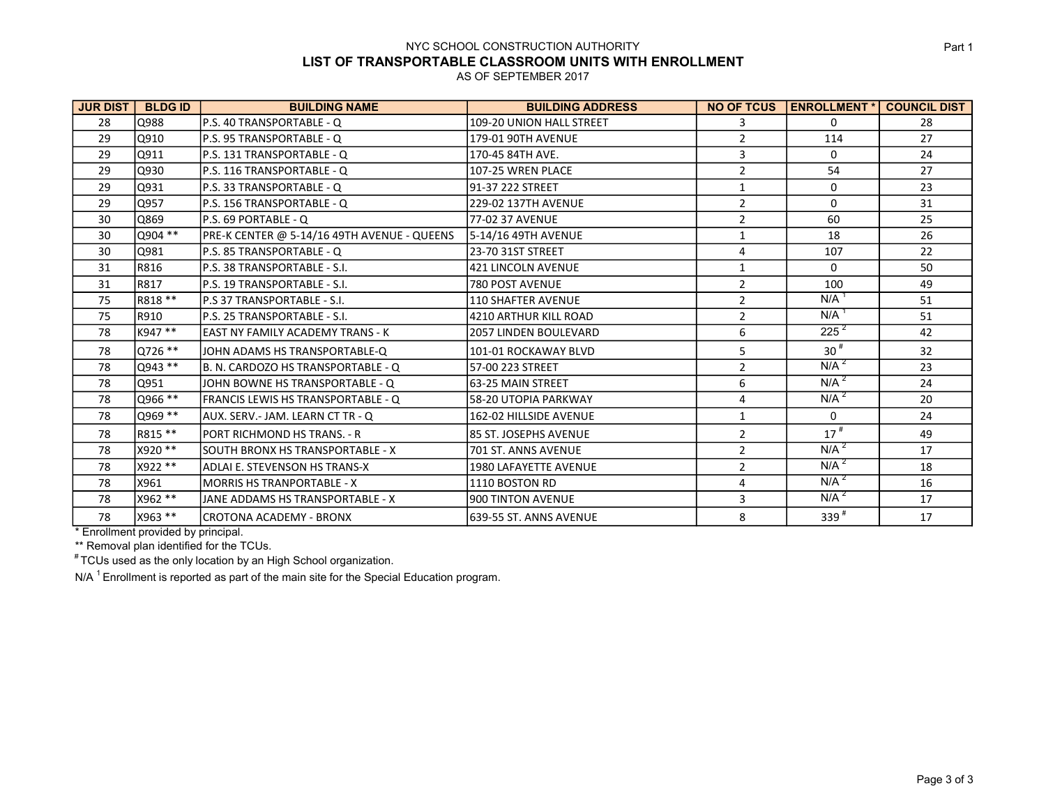NYC SCHOOL CONSTRUCTION AUTHORITY

# LIST OF TRANSPORTABLE CLASSROOM UNITS WITH ENROLLMENT

AS OF SEPTEMBER 2017

Part 1

| JUR DIST | BLDG ID | BUILDING NAME | BUILDING ADDRESS | NO OF TCUS | ENROLLMENT * | COUNCIL DIST |
|---|---|---|---|---|---|---|
| 28 | Q988 | P.S. 40 TRANSPORTABLE - Q | 109-20 UNION HALL STREET | 3 | 0 | 28 |
| 29 | Q910 | P.S. 95 TRANSPORTABLE - Q | 179-01 90TH AVENUE | 2 | 114 | 27 |
| 29 | Q911 | P.S. 131 TRANSPORTABLE - Q | 170-45 84TH AVE. | 3 | 0 | 24 |
| 29 | Q930 | P.S. 116 TRANSPORTABLE - Q | 107-25 WREN PLACE | 2 | 54 | 27 |
| 29 | Q931 | P.S. 33 TRANSPORTABLE - Q | 91-37 222 STREET | 1 | 0 | 23 |
| 29 | Q957 | P.S. 156 TRANSPORTABLE - Q | 229-02 137TH AVENUE | 2 | 0 | 31 |
| 30 | Q869 | P.S. 69 PORTABLE - Q | 77-02 37 AVENUE | 2 | 60 | 25 |
| 30 | Q904 ** | PRE-K CENTER @ 5-14/16 49TH AVENUE - QUEENS | 5-14/16 49TH AVENUE | 1 | 18 | 26 |
| 30 | Q981 | P.S. 85 TRANSPORTABLE - Q | 23-70 31ST STREET | 4 | 107 | 22 |
| 31 | R816 | P.S. 38 TRANSPORTABLE - S.I. | 421 LINCOLN AVENUE | 1 | 0 | 50 |
| 31 | R817 | P.S. 19 TRANSPORTABLE - S.I. | 780 POST AVENUE | 2 | 100 | 49 |
| 75 | R818 ** | P.S 37 TRANSPORTABLE - S.I. | 110 SHAFTER AVENUE | 2 | N/A [1] | 51 |
| 75 | R910 | P.S. 25 TRANSPORTABLE - S.I. | 4210 ARTHUR KILL ROAD | 2 | N/A [1] | 51 |
| 78 | K947 ** | EAST NY FAMILY ACADEMY TRANS - K | 2057 LINDEN BOULEVARD | 6 | 225 [2] | 42 |
| 78 | Q726 ** | JOHN ADAMS HS TRANSPORTABLE-Q | 101-01 ROCKAWAY BLVD | 5 | 30 [#] | 32 |
| 78 | Q943 ** | B. N. CARDOZO HS TRANSPORTABLE - Q | 57-00 223 STREET | 2 | N/A [2] | 23 |
| 78 | Q951 | JOHN BOWNE HS TRANSPORTABLE - Q | 63-25 MAIN STREET | 6 | N/A [2] | 24 |
| 78 | Q966 ** | FRANCIS LEWIS HS TRANSPORTABLE - Q | 58-20 UTOPIA PARKWAY | 4 | N/A [2] | 20 |
| 78 | Q969 ** | AUX. SERV.- JAM. LEARN CT TR - Q | 162-02 HILLSIDE AVENUE | 1 | 0 | 24 |
| 78 | R815 ** | PORT RICHMOND HS TRANS. - R | 85 ST. JOSEPHS AVENUE | 2 | 17 [#] | 49 |
| 78 | X920 ** | SOUTH BRONX HS TRANSPORTABLE - X | 701 ST. ANNS AVENUE | 2 | N/A [2] | 17 |
| 78 | X922 ** | ADLAI E. STEVENSON HS TRANS-X | 1980 LAFAYETTE AVENUE | 2 | N/A [2] | 18 |
| 78 | X961 | MORRIS HS TRANPORTABLE - X | 1110 BOSTON RD | 4 | N/A [2] | 16 |
| 78 | X962 ** | JANE ADDAMS HS TRANSPORTABLE - X | 900 TINTON AVENUE | 3 | N/A [2] | 17 |
| 78 | X963 ** | CROTONA ACADEMY - BRONX | 639-55 ST. ANNS AVENUE | 8 | 339 [#] | 17 |

* Enrollment provided by principal.

** Removal plan identified for the TCUs.

[#] TCUs used as the only location by an High School organization.

N/A [1] Enrollment is reported as part of the main site for the Special Education program.